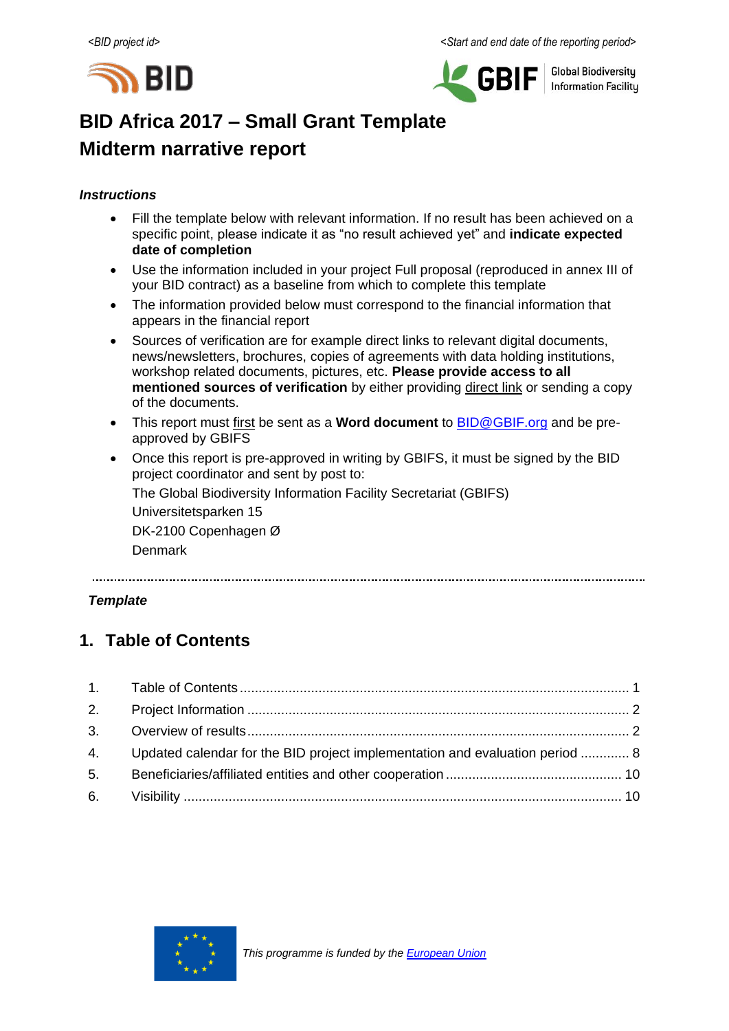*<BID project id>* *<Start and end date of the reporting period>*

# BID Africa 2017 – Small Grant Template
# Midterm narrative report

***Instructions***

- Fill the template below with relevant information. If no result has been achieved on a specific point, please indicate it as "no result achieved yet" and **indicate expected date of completion**
- Use the information included in your project Full proposal (reproduced in annex III of your BID contract) as a baseline from which to complete this template
- The information provided below must correspond to the financial information that appears in the financial report
- Sources of verification are for example direct links to relevant digital documents, news/newsletters, brochures, copies of agreements with data holding institutions, workshop related documents, pictures, etc. **Please provide access to all mentioned sources of verification** by either providing direct link or sending a copy of the documents.
- This report must first be sent as a **Word document** to BID@GBIF.org and be pre-approved by GBIFS
- Once this report is pre-approved in writing by GBIFS, it must be signed by the BID project coordinator and sent by post to:

  The Global Biodiversity Information Facility Secretariat (GBIFS)
  Universitetsparken 15
  DK-2100 Copenhagen Ø
  Denmark

---

***Template***

## 1. Table of Contents

1. Table of Contents ........ 1
2. Project Information ........ 2
3. Overview of results ........ 2
4. Updated calendar for the BID project implementation and evaluation period ........ 8
5. Beneficiaries/affiliated entities and other cooperation ........ 10
6. Visibility ........ 10

*This programme is funded by the European Union*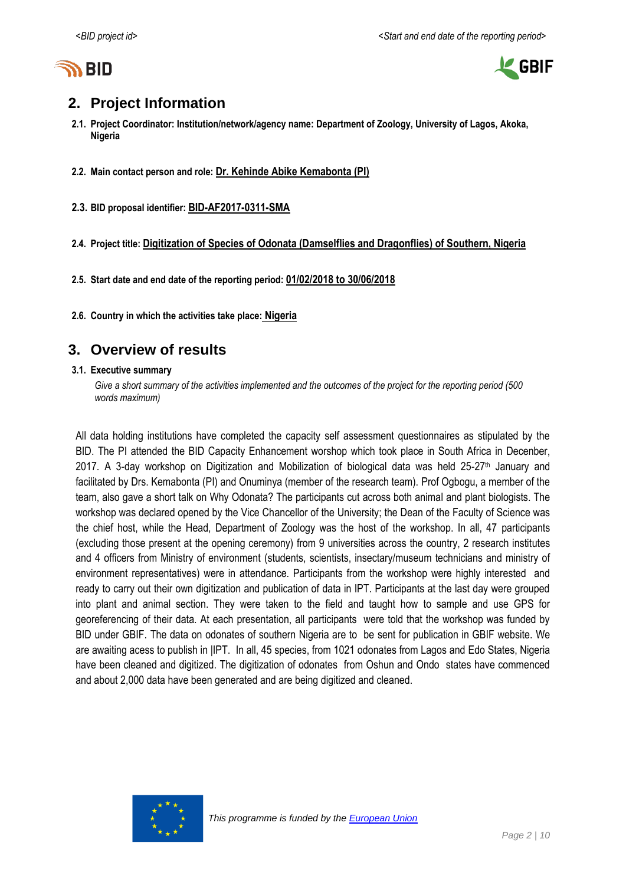## 2. Project Information

**2.1. Project Coordinator: Institution/network/agency name: Department of Zoology, University of Lagos, Akoka, Nigeria**

**2.2. Main contact person and role:** Dr. Kehinde Abike Kemabonta (PI)

**2.3. BID proposal identifier:** BID-AF2017-0311-SMA

**2.4. Project title:** Digitization of Species of Odonata (Damselflies and Dragonflies) of Southern, Nigeria

**2.5. Start date and end date of the reporting period:** 01/02/2018 to 30/06/2018

**2.6. Country in which the activities take place:** Nigeria

## 3. Overview of results

**3.1. Executive summary**

*Give a short summary of the activities implemented and the outcomes of the project for the reporting period (500 words maximum)*

All data holding institutions have completed the capacity self assessment questionnaires as stipulated by the BID. The PI attended the BID Capacity Enhancement worshop which took place in South Africa in Decenber, 2017. A 3-day workshop on Digitization and Mobilization of biological data was held 25-27th January and facilitated by Drs. Kemabonta (PI) and Onuminya (member of the research team). Prof Ogbogu, a member of the team, also gave a short talk on Why Odonata? The participants cut across both animal and plant biologists. The workshop was declared opened by the Vice Chancellor of the University; the Dean of the Faculty of Science was the chief host, while the Head, Department of Zoology was the host of the workshop. In all, 47 participants (excluding those present at the opening ceremony) from 9 universities across the country, 2 research institutes and 4 officers from Ministry of environment (students, scientists, insectary/museum technicians and ministry of environment representatives) were in attendance. Participants from the workshop were highly interested and ready to carry out their own digitization and publication of data in IPT. Participants at the last day were grouped into plant and animal section. They were taken to the field and taught how to sample and use GPS for georeferencing of their data. At each presentation, all participants were told that the workshop was funded by BID under GBIF. The data on odonates of southern Nigeria are to be sent for publication in GBIF website. We are awaiting acess to publish in |IPT. In all, 45 species, from 1021 odonates from Lagos and Edo States, Nigeria have been cleaned and digitized. The digitization of odonates from Oshun and Ondo states have commenced and about 2,000 data have been generated and are being digitized and cleaned.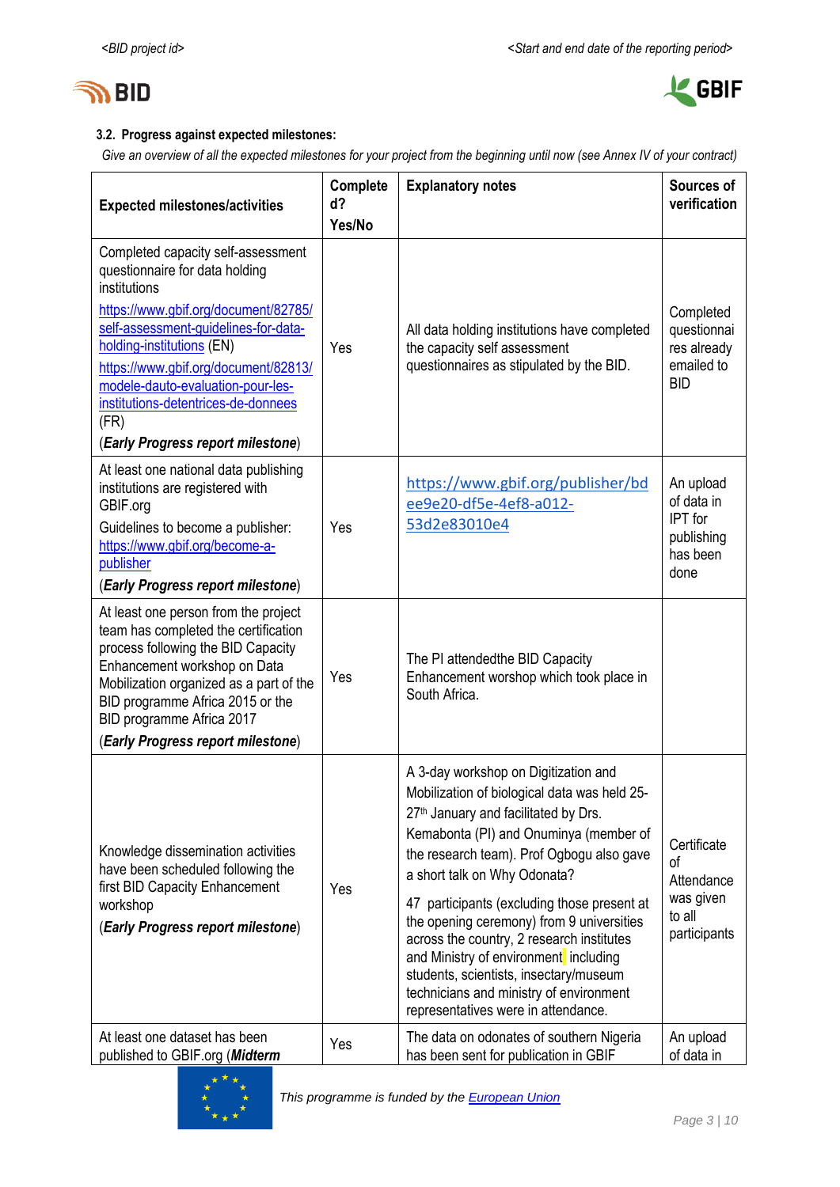### 3.2. Progress against expected milestones:

*Give an overview of all the expected milestones for your project from the beginning until now (see Annex IV of your contract)*

| Expected milestones/activities | Completed? Yes/No | Explanatory notes | Sources of verification |
|---|---|---|---|
| Completed capacity self-assessment questionnaire for data holding institutions<br>https://www.gbif.org/document/82785/self-assessment-guidelines-for-data-holding-institutions (EN)<br>https://www.gbif.org/document/82813/modele-dauto-evaluation-pour-les-institutions-detentrices-de-donnees (FR)<br>(***Early Progress report milestone***) | Yes | All data holding institutions have completed the capacity self assessment questionnaires as stipulated by the BID. | Completed questionnaires already emailed to BID |
| At least one national data publishing institutions are registered with GBIF.org<br>Guidelines to become a publisher: https://www.gbif.org/become-a-publisher<br>(***Early Progress report milestone***) | Yes | https://www.gbif.org/publisher/bdee9e20-df5e-4ef8-a012-53d2e83010e4 | An upload of data in IPT for publishing has been done |
| At least one person from the project team has completed the certification process following the BID Capacity Enhancement workshop on Data Mobilization organized as a part of the BID programme Africa 2015 or the BID programme Africa 2017<br>(***Early Progress report milestone***) | Yes | The PI attendedthe BID Capacity Enhancement worshop which took place in South Africa. | |
| Knowledge dissemination activities have been scheduled following the first BID Capacity Enhancement workshop<br>(***Early Progress report milestone***) | Yes | A 3-day workshop on Digitization and Mobilization of biological data was held 25-27th January and facilitated by Drs. Kemabonta (PI) and Onuminya (member of the research team). Prof Ogbogu also gave a short talk on Why Odonata?<br>47 participants (excluding those present at the opening ceremony) from 9 universities across the country, 2 research institutes and Ministry of environment including students, scientists, insectary/museum technicians and ministry of environment representatives were in attendance. | Certificate of Attendance was given to all participants |
| At least one dataset has been published to GBIF.org (***Midterm*** | Yes | The data on odonates of southern Nigeria has been sent for publication in GBIF | An upload of data in |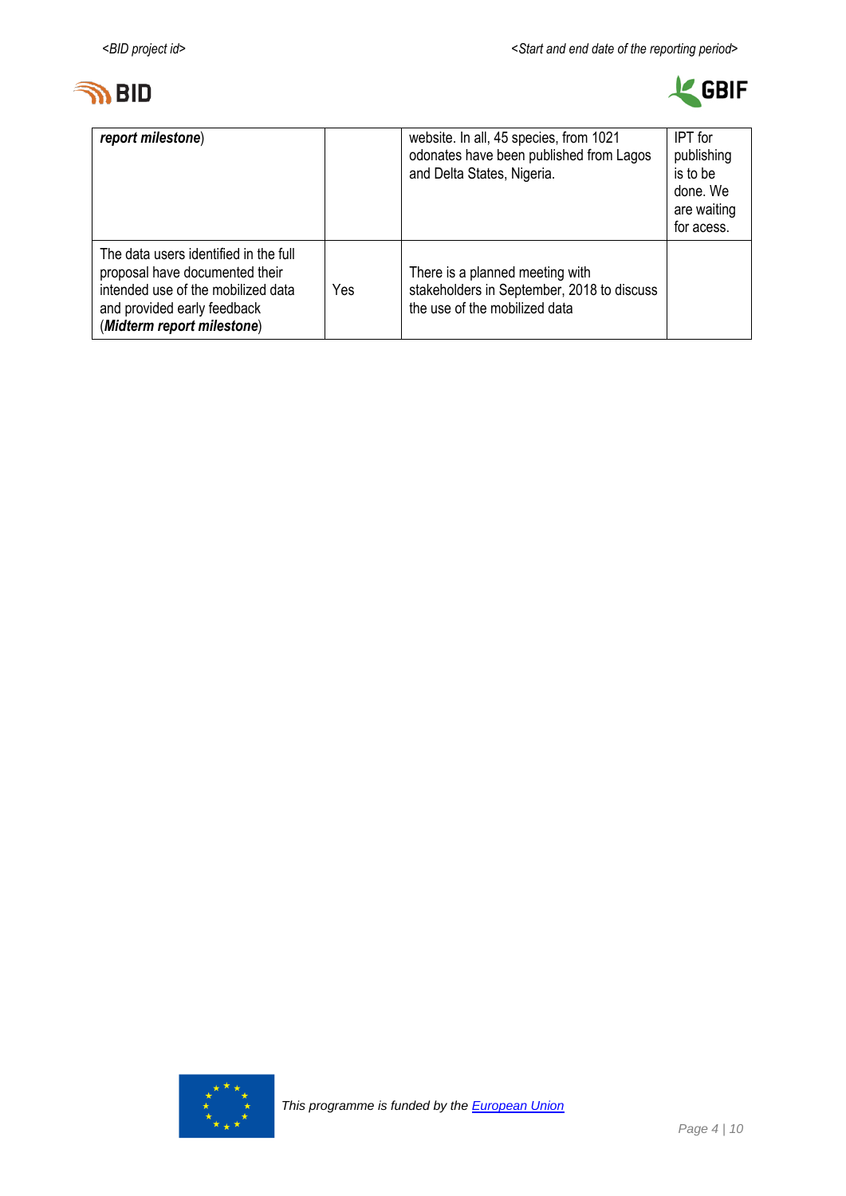| | | | |
|---|---|---|---|
| ***report milestone***) | | website. In all, 45 species, from 1021 odonates have been published from Lagos and Delta States, Nigeria. | IPT for publishing is to be done. We are waiting for acess. |
| The data users identified in the full proposal have documented their intended use of the mobilized data and provided early feedback (***Midterm report milestone***) | Yes | There is a planned meeting with stakeholders in September, 2018 to discuss the use of the mobilized data | |

*This programme is funded by the* *European Union*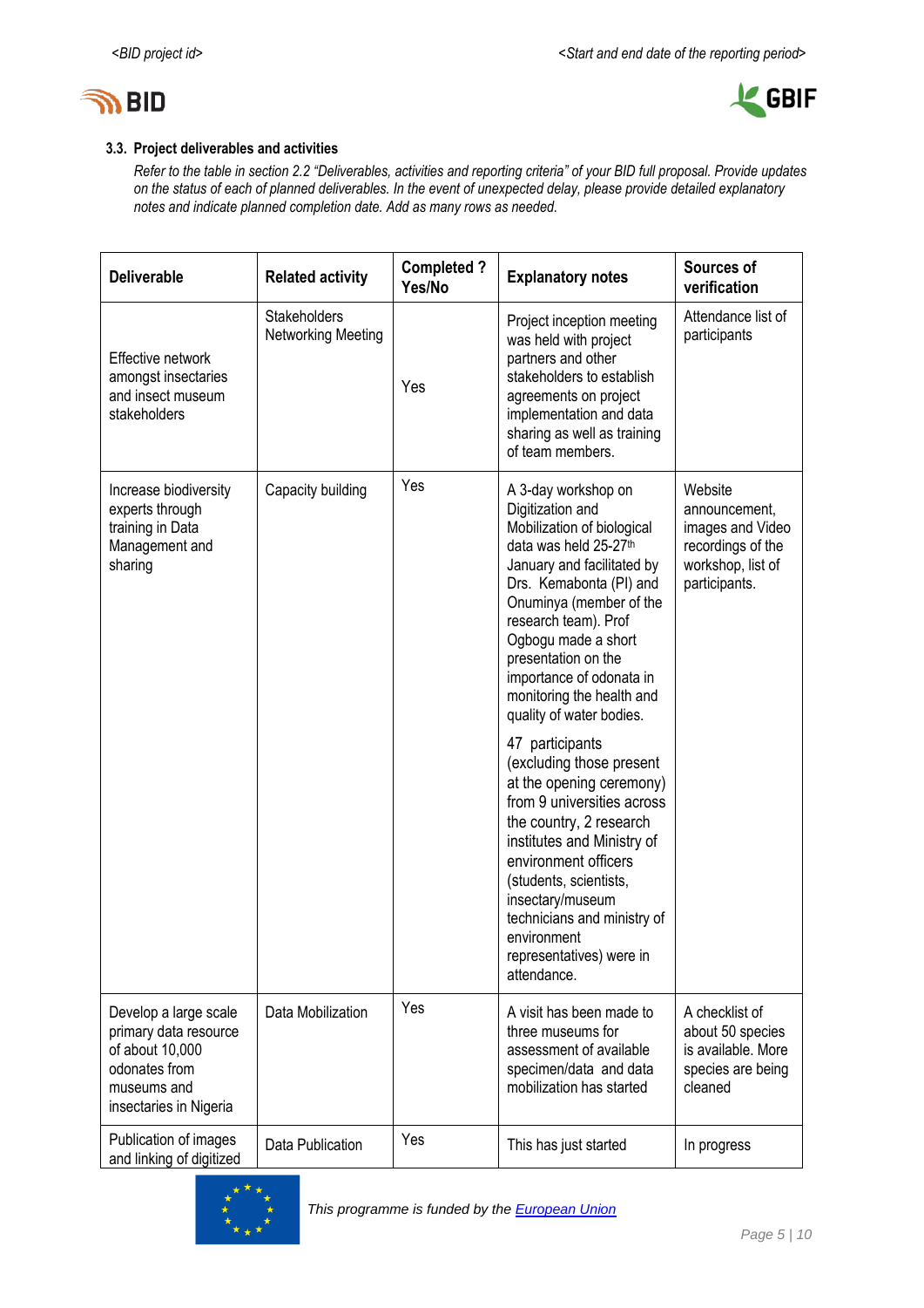### 3.3. Project deliverables and activities

*Refer to the table in section 2.2 "Deliverables, activities and reporting criteria" of your BID full proposal. Provide updates on the status of each of planned deliverables. In the event of unexpected delay, please provide detailed explanatory notes and indicate planned completion date. Add as many rows as needed.*

| Deliverable | Related activity | Completed ? Yes/No | Explanatory notes | Sources of verification |
|---|---|---|---|---|
| Effective network amongst insectaries and insect museum stakeholders | Stakeholders Networking Meeting | Yes | Project inception meeting was held with project partners and other stakeholders to establish agreements on project implementation and data sharing as well as training of team members. | Attendance list of participants |
| Increase biodiversity experts through training in Data Management and sharing | Capacity building | Yes | A 3-day workshop on Digitization and Mobilization of biological data was held 25-27th January and facilitated by Drs. Kemabonta (PI) and Onuminya (member of the research team). Prof Ogbogu made a short presentation on the importance of odonata in monitoring the health and quality of water bodies.<br><br>47 participants (excluding those present at the opening ceremony) from 9 universities across the country, 2 research institutes and Ministry of environment officers (students, scientists, insectary/museum technicians and ministry of environment representatives) were in attendance. | Website announcement, images and Video recordings of the workshop, list of participants. |
| Develop a large scale primary data resource of about 10,000 odonates from museums and insectaries in Nigeria | Data Mobilization | Yes | A visit has been made to three museums for assessment of available specimen/data and data mobilization has started | A checklist of about 50 species is available. More species are being cleaned |
| Publication of images and linking of digitized | Data Publication | Yes | This has just started | In progress |

*This programme is funded by the European Union*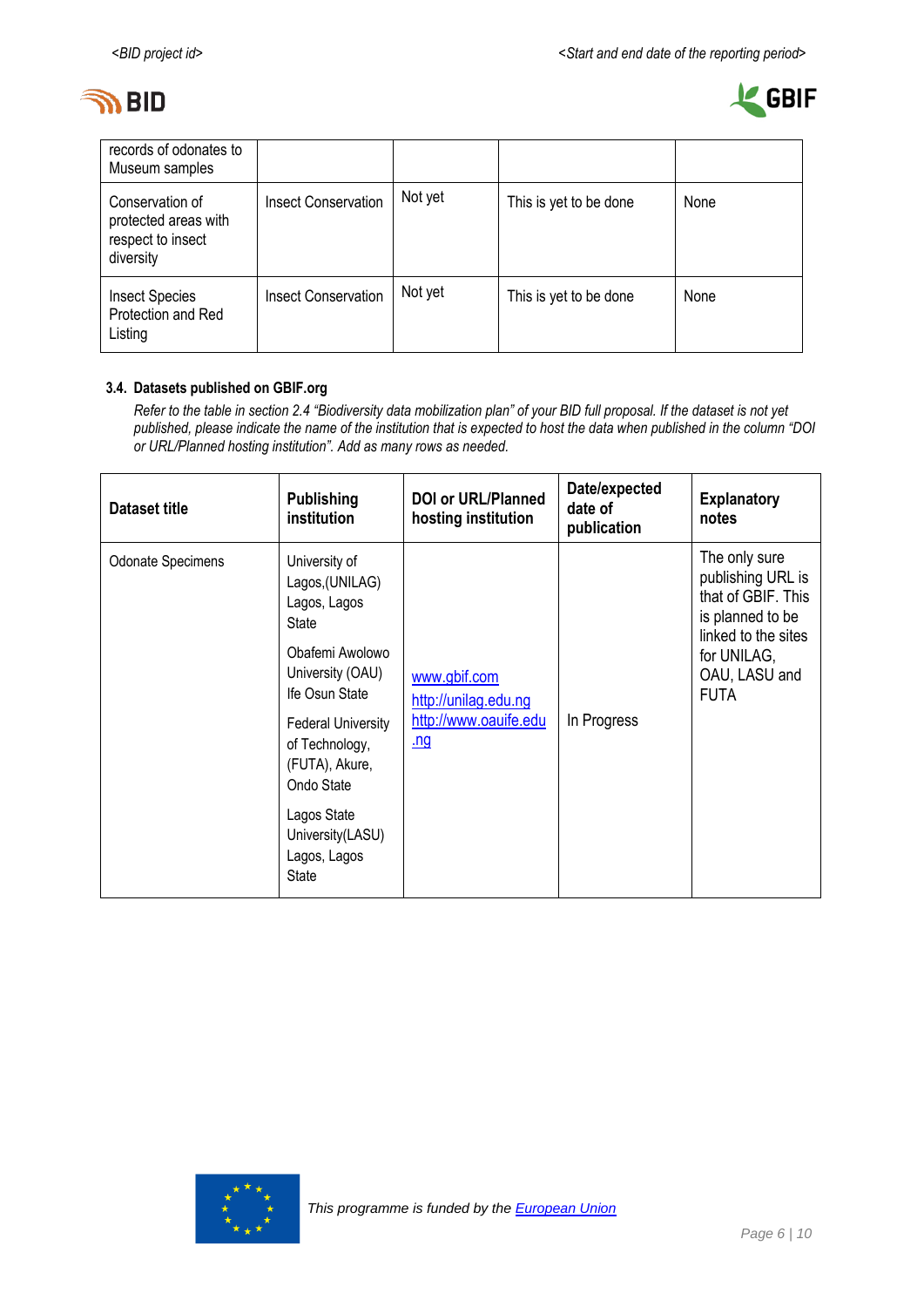| | | | | |
|---|---|---|---|---|
| records of odonates to Museum samples | | | | |
| Conservation of protected areas with respect to insect diversity | Insect Conservation | Not yet | This is yet to be done | None |
| Insect Species Protection and Red Listing | Insect Conservation | Not yet | This is yet to be done | None |

### 3.4. Datasets published on GBIF.org

*Refer to the table in section 2.4 "Biodiversity data mobilization plan" of your BID full proposal. If the dataset is not yet published, please indicate the name of the institution that is expected to host the data when published in the column "DOI or URL/Planned hosting institution". Add as many rows as needed.*

| Dataset title | Publishing institution | DOI or URL/Planned hosting institution | Date/expected date of publication | Explanatory notes |
|---|---|---|---|---|
| Odonate Specimens | University of Lagos,(UNILAG) Lagos, Lagos State<br>Obafemi Awolowo University (OAU) Ife Osun State<br>Federal University of Technology, (FUTA), Akure, Ondo State<br>Lagos State University(LASU) Lagos, Lagos State | www.gbif.com<br>http://unilag.edu.ng<br>http://www.oauife.edu.ng | In Progress | The only sure publishing URL is that of GBIF. This is planned to be linked to the sites for UNILAG, OAU, LASU and FUTA |

This programme is funded by the European Union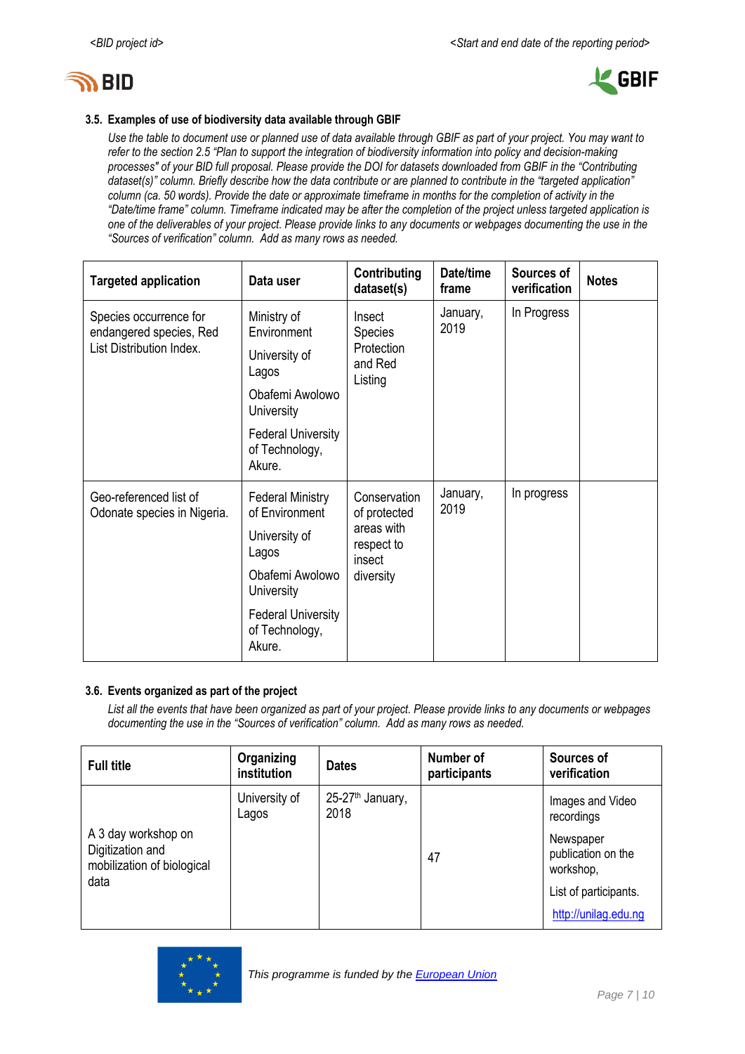### 3.5. Examples of use of biodiversity data available through GBIF

*Use the table to document use or planned use of data available through GBIF as part of your project. You may want to refer to the section 2.5 "Plan to support the integration of biodiversity information into policy and decision-making processes" of your BID full proposal. Please provide the DOI for datasets downloaded from GBIF in the "Contributing dataset(s)" column. Briefly describe how the data contribute or are planned to contribute in the "targeted application" column (ca. 50 words). Provide the date or approximate timeframe in months for the completion of activity in the "Date/time frame" column. Timeframe indicated may be after the completion of the project unless targeted application is one of the deliverables of your project. Please provide links to any documents or webpages documenting the use in the "Sources of verification" column. Add as many rows as needed.*

| Targeted application | Data user | Contributing dataset(s) | Date/time frame | Sources of verification | Notes |
|---|---|---|---|---|---|
| Species occurrence for endangered species, Red List Distribution Index. | Ministry of Environment<br>University of Lagos<br>Obafemi Awolowo University<br>Federal University of Technology, Akure. | Insect Species Protection and Red Listing | January, 2019 | In Progress | |
| Geo-referenced list of Odonate species in Nigeria. | Federal Ministry of Environment<br>University of Lagos<br>Obafemi Awolowo University<br>Federal University of Technology, Akure. | Conservation of protected areas with respect to insect diversity | January, 2019 | In progress | |

### 3.6. Events organized as part of the project

*List all the events that have been organized as part of your project. Please provide links to any documents or webpages documenting the use in the "Sources of verification" column. Add as many rows as needed.*

| Full title | Organizing institution | Dates | Number of participants | Sources of verification |
|---|---|---|---|---|
| A 3 day workshop on Digitization and mobilization of biological data | University of Lagos | 25-27th January, 2018 | 47 | Images and Video recordings<br>Newspaper publication on the workshop,<br>List of participants.<br>http://unilag.edu.ng |

This programme is funded by the European Union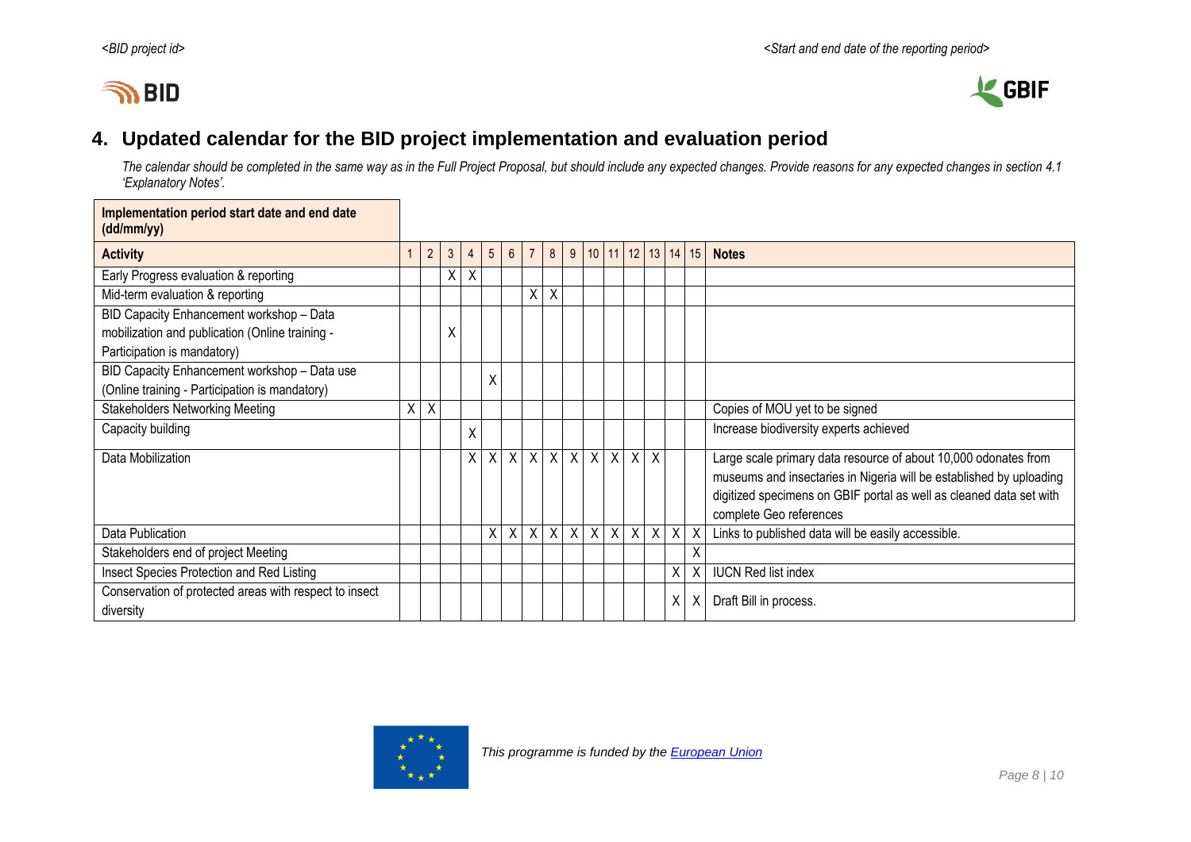## 4. Updated calendar for the BID project implementation and evaluation period

*The calendar should be completed in the same way as in the Full Project Proposal, but should include any expected changes. Provide reasons for any expected changes in section 4.1 'Explanatory Notes'.*

| Implementation period start date and end date (dd/mm/yy) | | | | | | | | | | | | | | | | |
|---|---|---|---|---|---|---|---|---|---|---|---|---|---|---|---|---|
| **Activity** | 1 | 2 | 3 | 4 | 5 | 6 | 7 | 8 | 9 | 10 | 11 | 12 | 13 | 14 | 15 | **Notes** |
| Early Progress evaluation & reporting | | | X | X | | | | | | | | | | | | |
| Mid-term evaluation & reporting | | | | | | | X | X | | | | | | | | |
| BID Capacity Enhancement workshop – Data mobilization and publication (Online training - Participation is mandatory) | | | X | | | | | | | | | | | | | |
| BID Capacity Enhancement workshop – Data use (Online training - Participation is mandatory) | | | | | X | | | | | | | | | | | |
| Stakeholders Networking Meeting | X | X | | | | | | | | | | | | | | Copies of MOU yet to be signed |
| Capacity building | | | | X | | | | | | | | | | | | Increase biodiversity experts achieved |
| Data Mobilization | | | | X | X | X | X | X | X | X | X | X | X | | | Large scale primary data resource of about 10,000 odonates from museums and insectaries in Nigeria will be established by uploading digitized specimens on GBIF portal as well as cleaned data set with complete Geo references |
| Data Publication | | | | | X | X | X | X | X | X | X | X | X | X | X | Links to published data will be easily accessible. |
| Stakeholders end of project Meeting | | | | | | | | | | | | | | | X | |
| Insect Species Protection and Red Listing | | | | | | | | | | | | | | X | X | IUCN Red list index |
| Conservation of protected areas with respect to insect diversity | | | | | | | | | | | | | | X | X | Draft Bill in process. |

*This programme is funded by the European Union*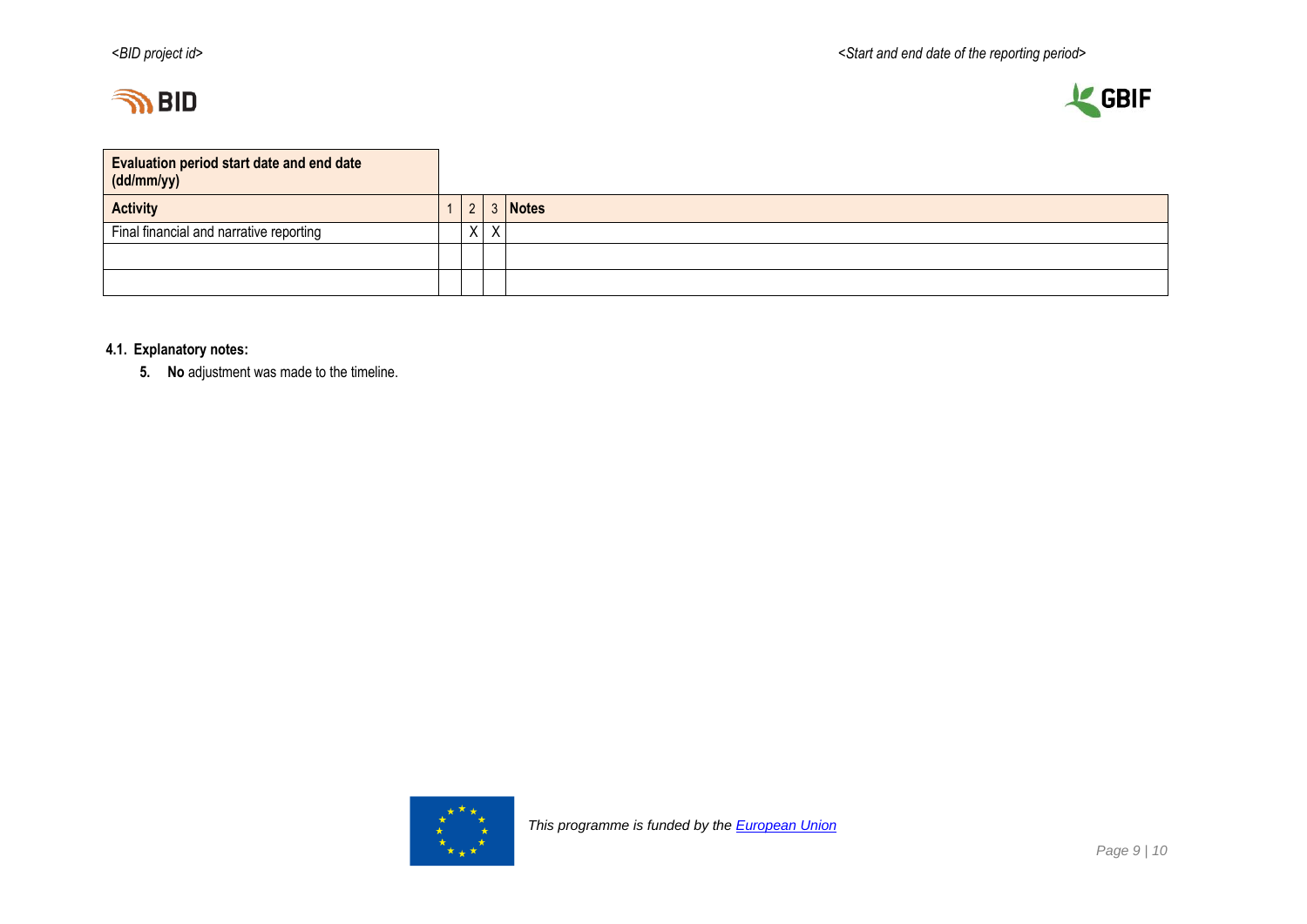| Evaluation period start date and end date (dd/mm/yy) | | | | |
|---|---|---|---|---|
| **Activity** | 1 | 2 | 3 | **Notes** |
| Final financial and narrative reporting | | X | X | |
| | | | | |
| | | | | |

**4.1. Explanatory notes:**

5. **No** adjustment was made to the timeline.

*This programme is funded by the European Union*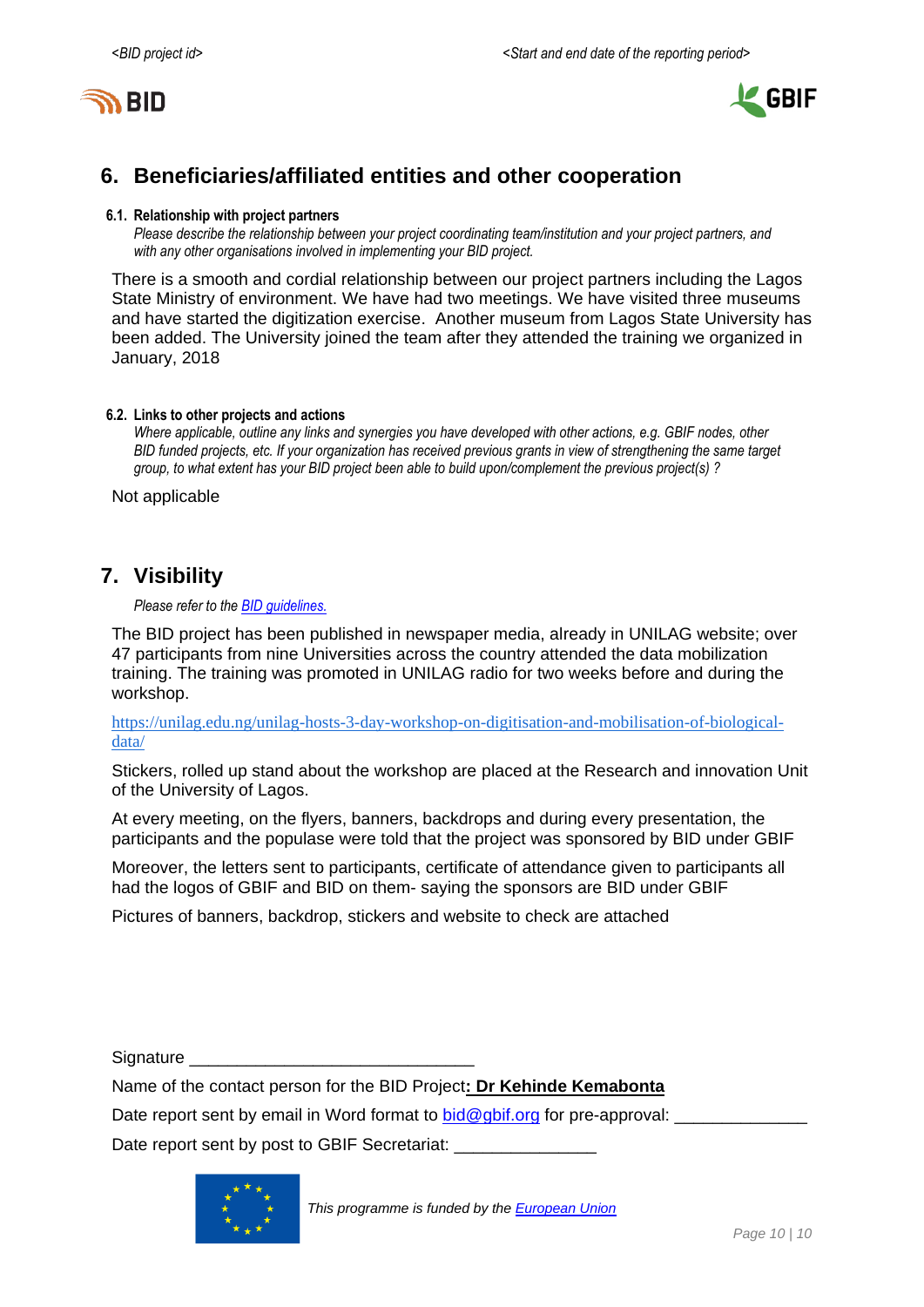## 6. Beneficiaries/affiliated entities and other cooperation

#### 6.1. Relationship with project partners

*Please describe the relationship between your project coordinating team/institution and your project partners, and with any other organisations involved in implementing your BID project.*

There is a smooth and cordial relationship between our project partners including the Lagos State Ministry of environment. We have had two meetings. We have visited three museums and have started the digitization exercise. Another museum from Lagos State University has been added. The University joined the team after they attended the training we organized in January, 2018

#### 6.2. Links to other projects and actions

*Where applicable, outline any links and synergies you have developed with other actions, e.g. GBIF nodes, other BID funded projects, etc. If your organization has received previous grants in view of strengthening the same target group, to what extent has your BID project been able to build upon/complement the previous project(s) ?*

Not applicable

## 7. Visibility

*Please refer to the [BID guidelines.](BID guidelines)*

The BID project has been published in newspaper media, already in UNILAG website; over 47 participants from nine Universities across the country attended the data mobilization training. The training was promoted in UNILAG radio for two weeks before and during the workshop.

https://unilag.edu.ng/unilag-hosts-3-day-workshop-on-digitisation-and-mobilisation-of-biological-data/

Stickers, rolled up stand about the workshop are placed at the Research and innovation Unit of the University of Lagos.

At every meeting, on the flyers, banners, backdrops and during every presentation, the participants and the populase were told that the project was sponsored by BID under GBIF

Moreover, the letters sent to participants, certificate of attendance given to participants all had the logos of GBIF and BID on them- saying the sponsors are BID under GBIF

Pictures of banners, backdrop, stickers and website to check are attached

Signature ______________________________

Name of the contact person for the BID Project**: Dr Kehinde Kemabonta**

Date report sent by email in Word format to bid@gbif.org for pre-approval: _____________

Date report sent by post to GBIF Secretariat: ______________

*This programme is funded by the European Union*